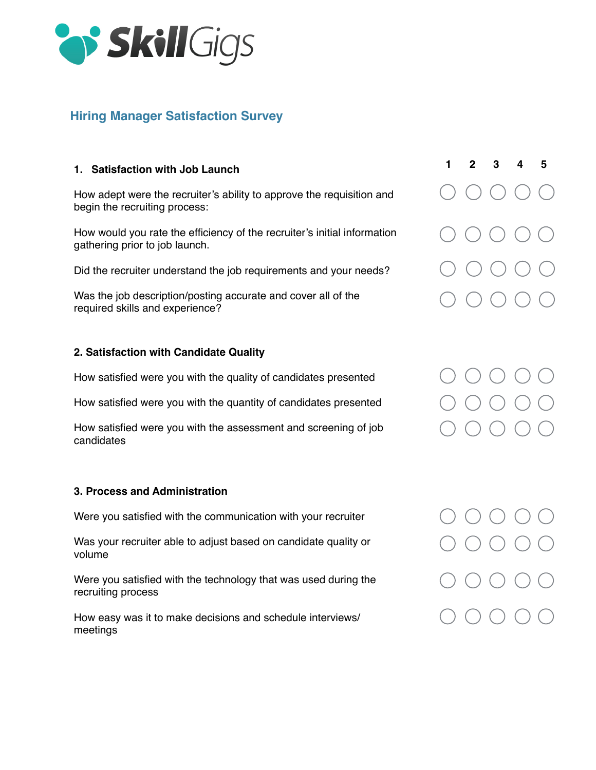SkillGigs

## Hiring Manager Satisfaction Survey

| **1. Satisfaction with Job Launch** | **1** | **2** | **3** | **4** | **5** |
|---|---|---|---|---|---|
| How adept were the recruiter's ability to approve the requisition and begin the recruiting process: | ○ | ○ | ○ | ○ | ○ |
| How would you rate the efficiency of the recruiter's initial information gathering prior to job launch. | ○ | ○ | ○ | ○ | ○ |
| Did the recruiter understand the job requirements and your needs? | ○ | ○ | ○ | ○ | ○ |
| Was the job description/posting accurate and cover all of the required skills and experience? | ○ | ○ | ○ | ○ | ○ |
| **2. Satisfaction with Candidate Quality** | | | | | |
| How satisfied were you with the quality of candidates presented | ○ | ○ | ○ | ○ | ○ |
| How satisfied were you with the quantity of candidates presented | ○ | ○ | ○ | ○ | ○ |
| How satisfied were you with the assessment and screening of job candidates | ○ | ○ | ○ | ○ | ○ |
| **3. Process and Administration** | | | | | |
| Were you satisfied with the communication with your recruiter | ○ | ○ | ○ | ○ | ○ |
| Was your recruiter able to adjust based on candidate quality or volume | ○ | ○ | ○ | ○ | ○ |
| Were you satisfied with the technology that was used during the recruiting process | ○ | ○ | ○ | ○ | ○ |
| How easy was it to make decisions and schedule interviews/ meetings | ○ | ○ | ○ | ○ | ○ |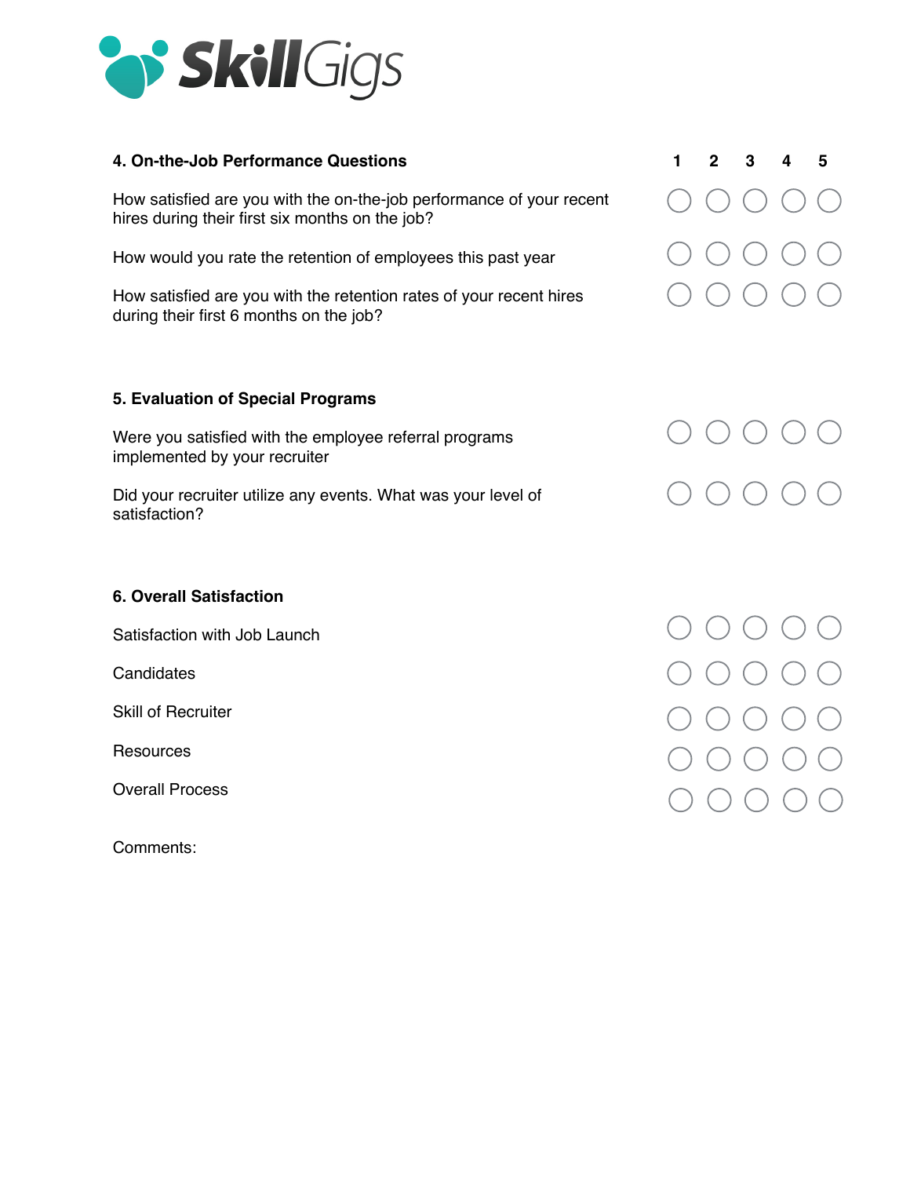**SkillGigs**

| 4. On-the-Job Performance Questions | 1 | 2 | 3 | 4 | 5 |
|---|---|---|---|---|---|
| How satisfied are you with the on-the-job performance of your recent hires during their first six months on the job? | ○ | ○ | ○ | ○ | ○ |
| How would you rate the retention of employees this past year | ○ | ○ | ○ | ○ | ○ |
| How satisfied are you with the retention rates of your recent hires during their first 6 months on the job? | ○ | ○ | ○ | ○ | ○ |

| 5. Evaluation of Special Programs | | | | | |
|---|---|---|---|---|---|
| Were you satisfied with the employee referral programs implemented by your recruiter | ○ | ○ | ○ | ○ | ○ |
| Did your recruiter utilize any events. What was your level of satisfaction? | ○ | ○ | ○ | ○ | ○ |

| 6. Overall Satisfaction | | | | | |
|---|---|---|---|---|---|
| Satisfaction with Job Launch | ○ | ○ | ○ | ○ | ○ |
| Candidates | ○ | ○ | ○ | ○ | ○ |
| Skill of Recruiter | ○ | ○ | ○ | ○ | ○ |
| Resources | ○ | ○ | ○ | ○ | ○ |
| Overall Process | ○ | ○ | ○ | ○ | ○ |

Comments: